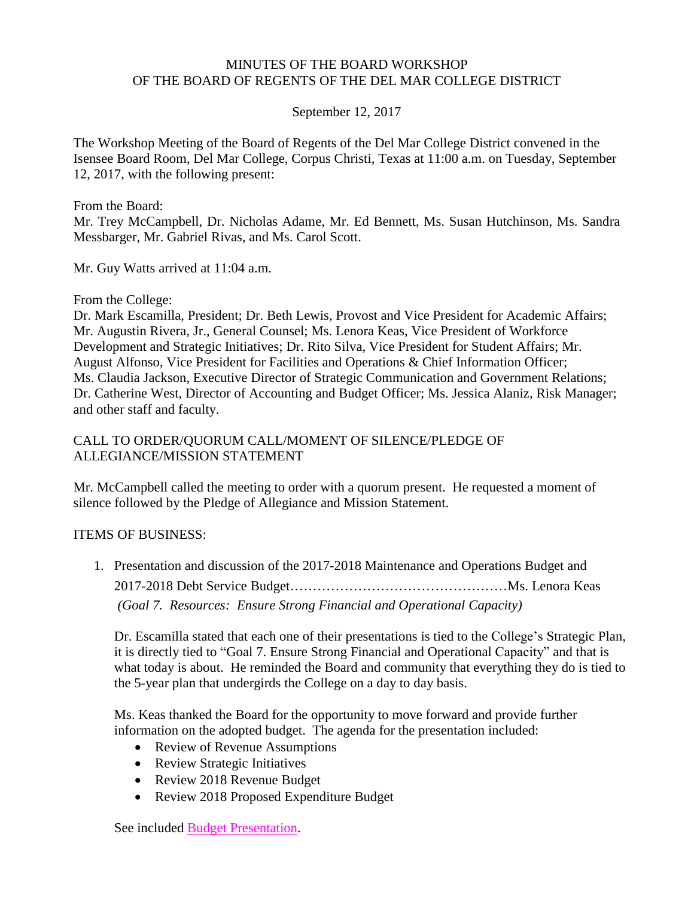# MINUTES OF THE BOARD WORKSHOP
# OF THE BOARD OF REGENTS OF THE DEL MAR COLLEGE DISTRICT

September 12, 2017

The Workshop Meeting of the Board of Regents of the Del Mar College District convened in the Isensee Board Room, Del Mar College, Corpus Christi, Texas at 11:00 a.m. on Tuesday, September 12, 2017, with the following present:

From the Board:
Mr. Trey McCampbell, Dr. Nicholas Adame, Mr. Ed Bennett, Ms. Susan Hutchinson, Ms. Sandra Messbarger, Mr. Gabriel Rivas, and Ms. Carol Scott.

Mr. Guy Watts arrived at 11:04 a.m.

From the College:
Dr. Mark Escamilla, President; Dr. Beth Lewis, Provost and Vice President for Academic Affairs; Mr. Augustin Rivera, Jr., General Counsel; Ms. Lenora Keas, Vice President of Workforce Development and Strategic Initiatives; Dr. Rito Silva, Vice President for Student Affairs; Mr. August Alfonso, Vice President for Facilities and Operations & Chief Information Officer; Ms. Claudia Jackson, Executive Director of Strategic Communication and Government Relations; Dr. Catherine West, Director of Accounting and Budget Officer; Ms. Jessica Alaniz, Risk Manager; and other staff and faculty.

CALL TO ORDER/QUORUM CALL/MOMENT OF SILENCE/PLEDGE OF ALLEGIANCE/MISSION STATEMENT

Mr. McCampbell called the meeting to order with a quorum present. He requested a moment of silence followed by the Pledge of Allegiance and Mission Statement.

ITEMS OF BUSINESS:

1. Presentation and discussion of the 2017-2018 Maintenance and Operations Budget and 2017-2018 Debt Service Budget…………………………………………Ms. Lenora Keas
   *(Goal 7. Resources: Ensure Strong Financial and Operational Capacity)*

   Dr. Escamilla stated that each one of their presentations is tied to the College's Strategic Plan, it is directly tied to "Goal 7. Ensure Strong Financial and Operational Capacity" and that is what today is about. He reminded the Board and community that everything they do is tied to the 5-year plan that undergirds the College on a day to day basis.

   Ms. Keas thanked the Board for the opportunity to move forward and provide further information on the adopted budget. The agenda for the presentation included:

   - Review of Revenue Assumptions
   - Review Strategic Initiatives
   - Review 2018 Revenue Budget
   - Review 2018 Proposed Expenditure Budget

   See included Budget Presentation.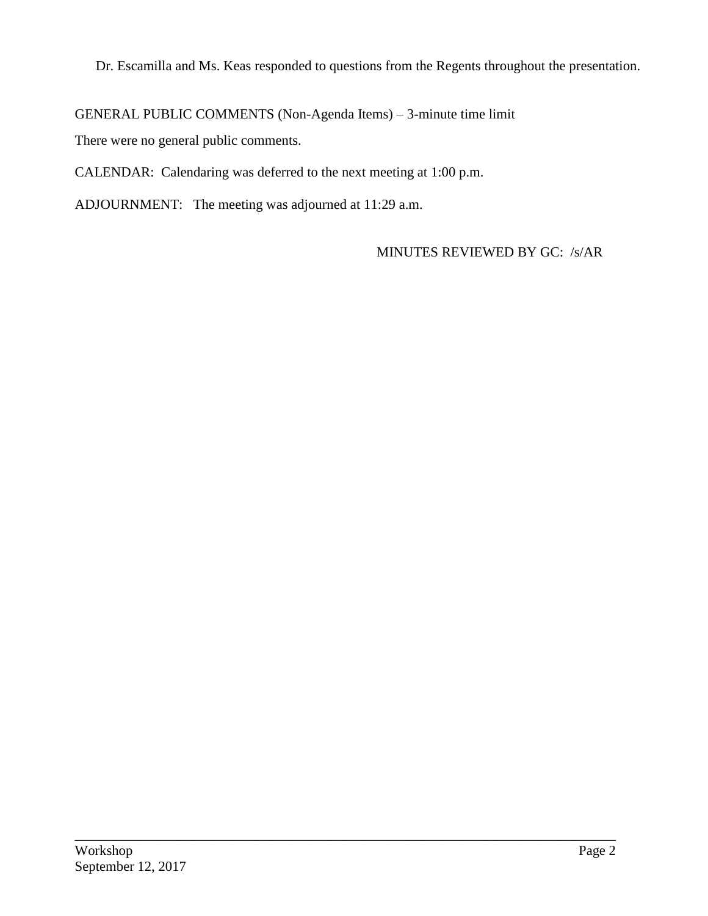Dr. Escamilla and Ms. Keas responded to questions from the Regents throughout the presentation.

GENERAL PUBLIC COMMENTS (Non-Agenda Items) – 3-minute time limit

There were no general public comments.

CALENDAR: Calendaring was deferred to the next meeting at 1:00 p.m.

ADJOURNMENT: The meeting was adjourned at 11:29 a.m.

MINUTES REVIEWED BY GC: /s/AR